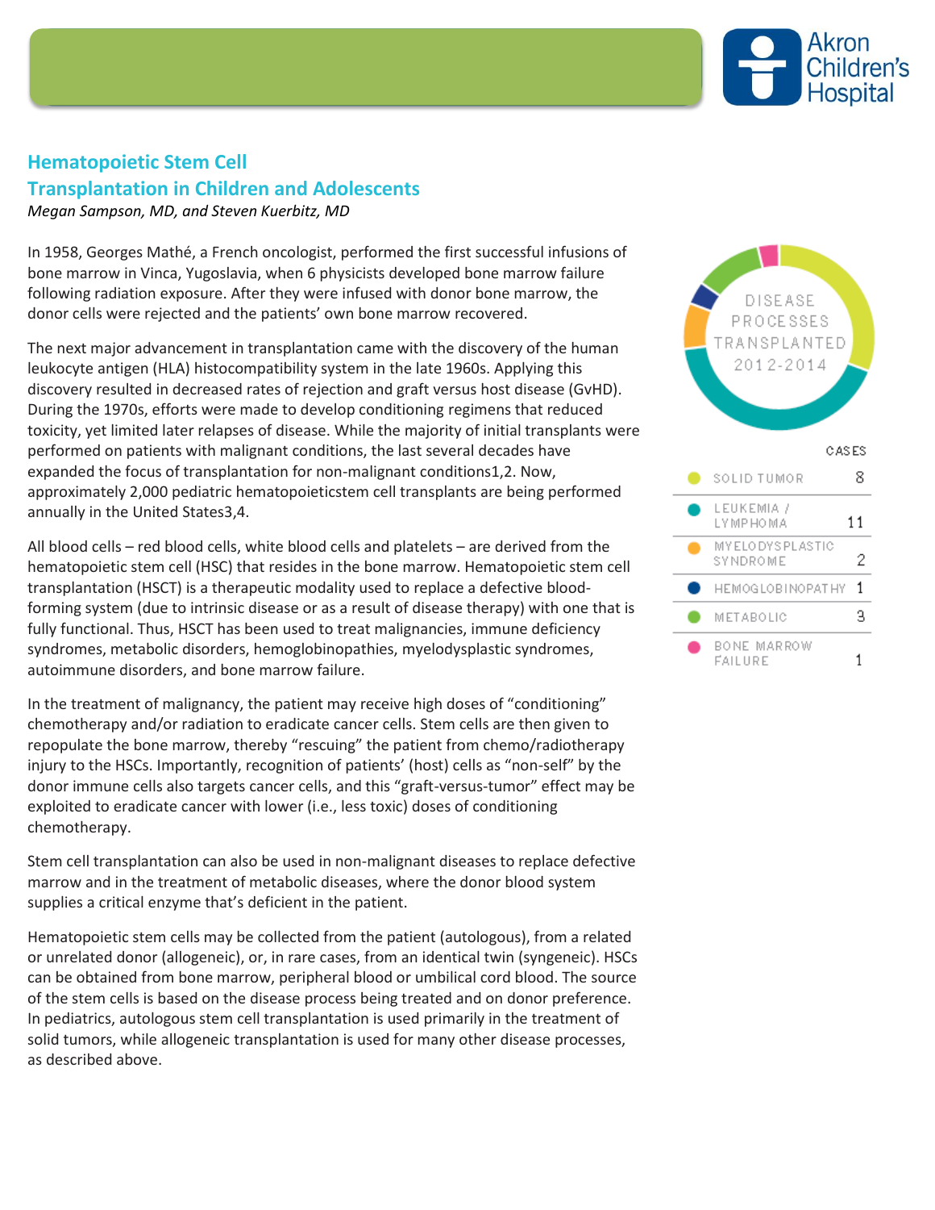# Hematopoietic Stem Cell Transplantation in Children and Adolescents

*Megan Sampson, MD, and Steven Kuerbitz, MD*

In 1958, Georges Mathé, a French oncologist, performed the first successful infusions of bone marrow in Vinca, Yugoslavia, when 6 physicists developed bone marrow failure following radiation exposure. After they were infused with donor bone marrow, the donor cells were rejected and the patients' own bone marrow recovered.

The next major advancement in transplantation came with the discovery of the human leukocyte antigen (HLA) histocompatibility system in the late 1960s. Applying this discovery resulted in decreased rates of rejection and graft versus host disease (GvHD). During the 1970s, efforts were made to develop conditioning regimens that reduced toxicity, yet limited later relapses of disease. While the majority of initial transplants were performed on patients with malignant conditions, the last several decades have expanded the focus of transplantation for non-malignant conditions[1,2]. Now, approximately 2,000 pediatric hematopoieticstem cell transplants are being performed annually in the United States[3,4].

All blood cells – red blood cells, white blood cells and platelets – are derived from the hematopoietic stem cell (HSC) that resides in the bone marrow. Hematopoietic stem cell transplantation (HSCT) is a therapeutic modality used to replace a defective blood-forming system (due to intrinsic disease or as a result of disease therapy) with one that is fully functional. Thus, HSCT has been used to treat malignancies, immune deficiency syndromes, metabolic disorders, hemoglobinopathies, myelodysplastic syndromes, autoimmune disorders, and bone marrow failure.

In the treatment of malignancy, the patient may receive high doses of "conditioning" chemotherapy and/or radiation to eradicate cancer cells. Stem cells are then given to repopulate the bone marrow, thereby "rescuing" the patient from chemo/radiotherapy injury to the HSCs. Importantly, recognition of patients' (host) cells as "non-self" by the donor immune cells also targets cancer cells, and this "graft-versus-tumor" effect may be exploited to eradicate cancer with lower (i.e., less toxic) doses of conditioning chemotherapy.

Stem cell transplantation can also be used in non-malignant diseases to replace defective marrow and in the treatment of metabolic diseases, where the donor blood system supplies a critical enzyme that's deficient in the patient.

Hematopoietic stem cells may be collected from the patient (autologous), from a related or unrelated donor (allogeneic), or, in rare cases, from an identical twin (syngeneic). HSCs can be obtained from bone marrow, peripheral blood or umbilical cord blood. The source of the stem cells is based on the disease process being treated and on donor preference. In pediatrics, autologous stem cell transplantation is used primarily in the treatment of solid tumors, while allogeneic transplantation is used for many other disease processes, as described above.

**DISEASE PROCESSES TRANSPLANTED 2012-2014**

| | CASES |
|---|---|
| SOLID TUMOR | 8 |
| LEUKEMIA / LYMPHOMA | 11 |
| MYELODYSPLASTIC SYNDROME | 2 |
| HEMOGLOBINOPATHY | 1 |
| METABOLIC | 3 |
| BONE MARROW FAILURE | 1 |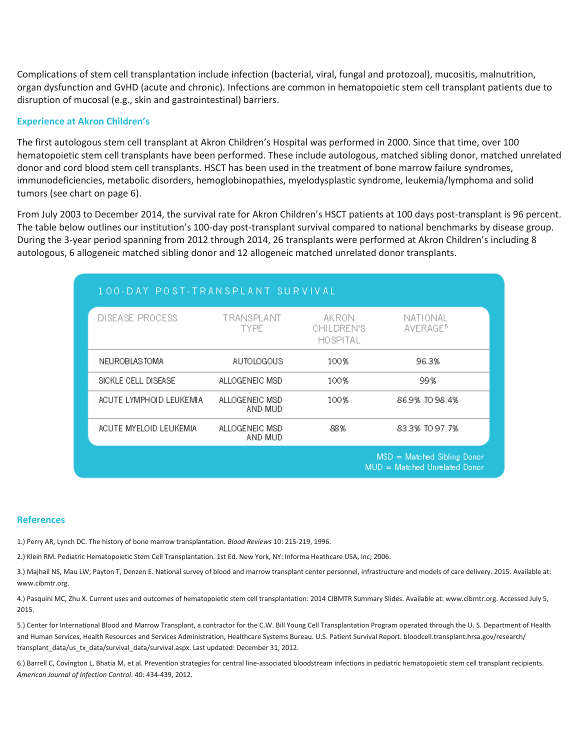Complications of stem cell transplantation include infection (bacterial, viral, fungal and protozoal), mucositis, malnutrition, organ dysfunction and GvHD (acute and chronic). Infections are common in hematopoietic stem cell transplant patients due to disruption of mucosal (e.g., skin and gastrointestinal) barriers.

## Experience at Akron Children's

The first autologous stem cell transplant at Akron Children's Hospital was performed in 2000. Since that time, over 100 hematopoietic stem cell transplants have been performed. These include autologous, matched sibling donor, matched unrelated donor and cord blood stem cell transplants. HSCT has been used in the treatment of bone marrow failure syndromes, immunodeficiencies, metabolic disorders, hemoglobinopathies, myelodysplastic syndrome, leukemia/lymphoma and solid tumors (see chart on page 6).

From July 2003 to December 2014, the survival rate for Akron Children's HSCT patients at 100 days post-transplant is 96 percent. The table below outlines our institution's 100-day post-transplant survival compared to national benchmarks by disease group. During the 3-year period spanning from 2012 through 2014, 26 transplants were performed at Akron Children's including 8 autologous, 6 allogeneic matched sibling donor and 12 allogeneic matched unrelated donor transplants.

**100-DAY POST-TRANSPLANT SURVIVAL**

| DISEASE PROCESS | TRANSPLANT TYPE | AKRON CHILDREN'S HOSPITAL | NATIONAL AVERAGE[5] |
|---|---|---|---|
| NEUROBLASTOMA | AUTOLOGOUS | 100% | 96.3% |
| SICKLE CELL DISEASE | ALLOGENEIC MSD | 100% | 99% |
| ACUTE LYMPHOID LEUKEMIA | ALLOGENEIC MSD AND MUD | 100% | 86.9% TO 98.4% |
| ACUTE MYELOID LEUKEMIA | ALLOGENEIC MSD AND MUD | 88% | 83.3% TO 97.7% |

MSD = Matched Sibling Donor
MUD = Matched Unrelated Donor

## References

1.) Perry AR, Lynch DC. The history of bone marrow transplantation. *Blood Reviews* 10: 215-219, 1996.

2.) Klein RM. Pediatric Hematopoietic Stem Cell Transplantation. 1st Ed. New York, NY: Informa Heathcare USA, Inc; 2006.

3.) Majhail NS, Mau LW, Payton T, Denzen E. National survey of blood and marrow transplant center personnel, infrastructure and models of care delivery. 2015. Available at: www.cibmtr.org.

4.) Pasquini MC, Zhu X. Current uses and outcomes of hematopoietic stem cell transplantation: 2014 CIBMTR Summary Slides. Available at: www.cibmtr.org. Accessed July 5, 2015.

5.) Center for International Blood and Marrow Transplant, a contractor for the C.W. Bill Young Cell Transplantation Program operated through the U. S. Department of Health and Human Services, Health Resources and Services Administration, Healthcare Systems Bureau. U.S. Patient Survival Report. bloodcell.transplant.hrsa.gov/research/transplant_data/us_tx_data/survival_data/survival.aspx. Last updated: December 31, 2012.

6.) Barrell C, Covington L, Bhatia M, et al. Prevention strategies for central line-associated bloodstream infections in pediatric hematopoietic stem cell transplant recipients. *American Journal of Infection Control*. 40: 434-439, 2012.